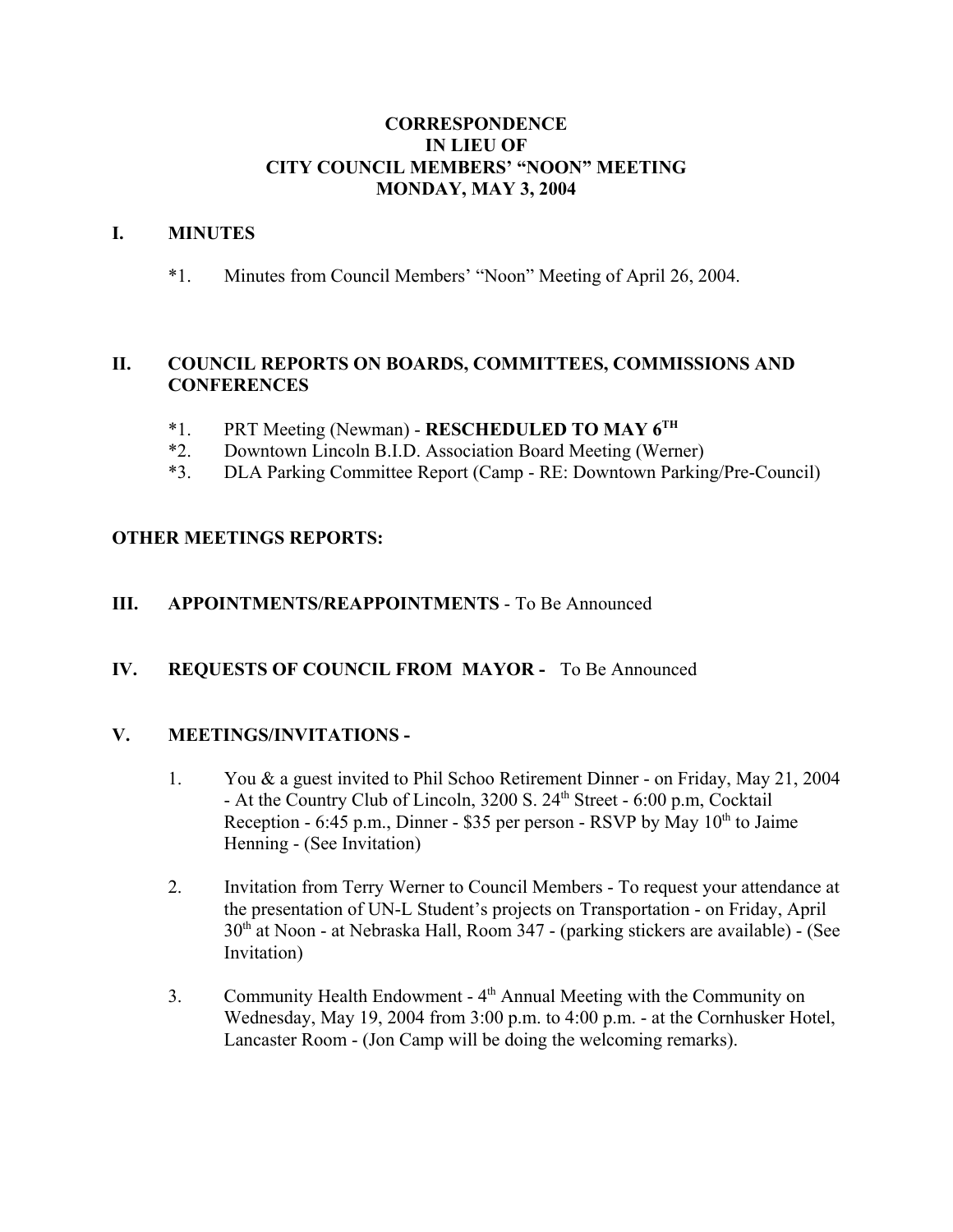# CORRESPONDENCE
# IN LIEU OF
# CITY COUNCIL MEMBERS' "NOON" MEETING
# MONDAY, MAY 3, 2004

## I. MINUTES

*1. Minutes from Council Members' "Noon" Meeting of April 26, 2004.

## II. COUNCIL REPORTS ON BOARDS, COMMITTEES, COMMISSIONS AND CONFERENCES

*1. PRT Meeting (Newman) - **RESCHEDULED TO MAY 6TH**
*2. Downtown Lincoln B.I.D. Association Board Meeting (Werner)
*3. DLA Parking Committee Report (Camp - RE: Downtown Parking/Pre-Council)

## OTHER MEETINGS REPORTS:

## III. APPOINTMENTS/REAPPOINTMENTS - To Be Announced

## IV. REQUESTS OF COUNCIL FROM MAYOR - To Be Announced

## V. MEETINGS/INVITATIONS -

1. You & a guest invited to Phil Schoo Retirement Dinner - on Friday, May 21, 2004 - At the Country Club of Lincoln, 3200 S. 24th Street - 6:00 p.m, Cocktail Reception - 6:45 p.m., Dinner - $35 per person - RSVP by May 10th to Jaime Henning - (See Invitation)

2. Invitation from Terry Werner to Council Members - To request your attendance at the presentation of UN-L Student's projects on Transportation - on Friday, April 30th at Noon - at Nebraska Hall, Room 347 - (parking stickers are available) - (See Invitation)

3. Community Health Endowment - 4th Annual Meeting with the Community on Wednesday, May 19, 2004 from 3:00 p.m. to 4:00 p.m. - at the Cornhusker Hotel, Lancaster Room - (Jon Camp will be doing the welcoming remarks).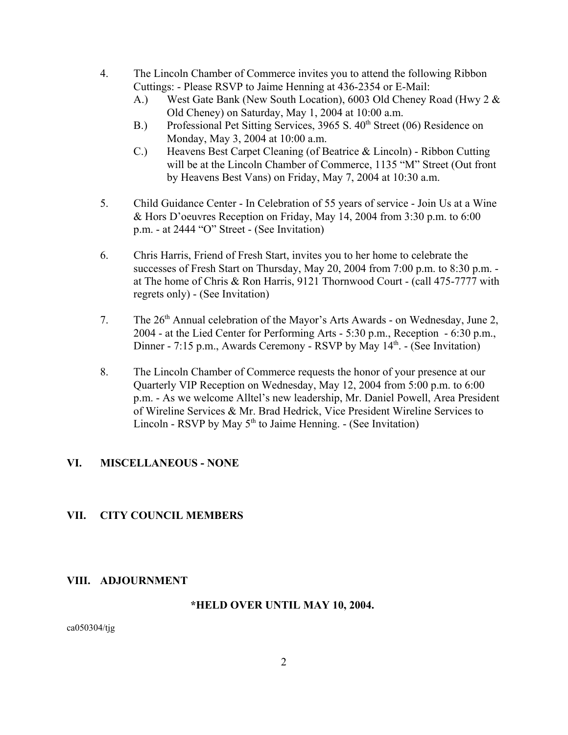4. The Lincoln Chamber of Commerce invites you to attend the following Ribbon Cuttings: - Please RSVP to Jaime Henning at 436-2354 or E-Mail:
   A.) West Gate Bank (New South Location), 6003 Old Cheney Road (Hwy 2 & Old Cheney) on Saturday, May 1, 2004 at 10:00 a.m.
   B.) Professional Pet Sitting Services, 3965 S. 40th Street (06) Residence on Monday, May 3, 2004 at 10:00 a.m.
   C.) Heavens Best Carpet Cleaning (of Beatrice & Lincoln) - Ribbon Cutting will be at the Lincoln Chamber of Commerce, 1135 "M" Street (Out front by Heavens Best Vans) on Friday, May 7, 2004 at 10:30 a.m.

5. Child Guidance Center - In Celebration of 55 years of service - Join Us at a Wine & Hors D'oeuvres Reception on Friday, May 14, 2004 from 3:30 p.m. to 6:00 p.m. - at 2444 "O" Street - (See Invitation)

6. Chris Harris, Friend of Fresh Start, invites you to her home to celebrate the successes of Fresh Start on Thursday, May 20, 2004 from 7:00 p.m. to 8:30 p.m. - at The home of Chris & Ron Harris, 9121 Thornwood Court - (call 475-7777 with regrets only) - (See Invitation)

7. The 26th Annual celebration of the Mayor's Arts Awards - on Wednesday, June 2, 2004 - at the Lied Center for Performing Arts - 5:30 p.m., Reception - 6:30 p.m., Dinner - 7:15 p.m., Awards Ceremony - RSVP by May 14th. - (See Invitation)

8. The Lincoln Chamber of Commerce requests the honor of your presence at our Quarterly VIP Reception on Wednesday, May 12, 2004 from 5:00 p.m. to 6:00 p.m. - As we welcome Alltel's new leadership, Mr. Daniel Powell, Area President of Wireline Services & Mr. Brad Hedrick, Vice President Wireline Services to Lincoln - RSVP by May 5th to Jaime Henning. - (See Invitation)

## VI. MISCELLANEOUS - NONE

## VII. CITY COUNCIL MEMBERS

## VIII. ADJOURNMENT

**\*HELD OVER UNTIL MAY 10, 2004.**

ca050304/tjg